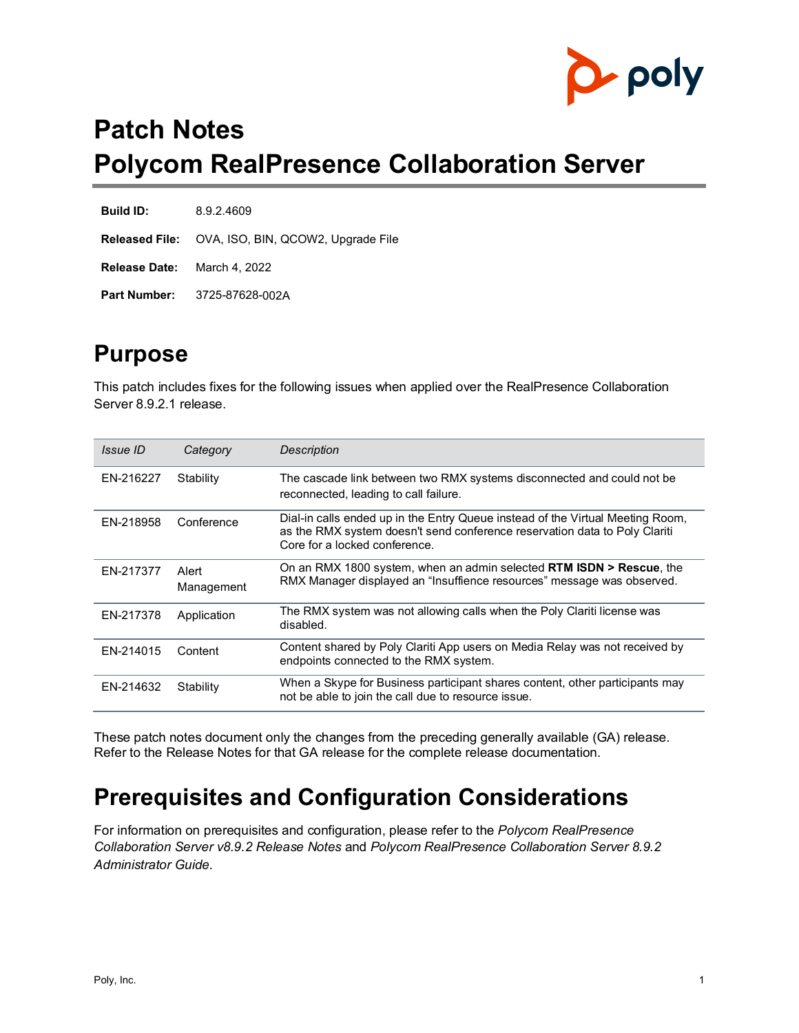# Patch Notes
# Polycom RealPresence Collaboration Server

**Build ID:** 8.9.2.4609

**Released File:** OVA, ISO, BIN, QCOW2, Upgrade File

**Release Date:** March 4, 2022

**Part Number:** 3725-87628-002A

## Purpose

This patch includes fixes for the following issues when applied over the RealPresence Collaboration Server 8.9.2.1 release.

| *Issue ID* | *Category* | *Description* |
|---|---|---|
| EN-216227 | Stability | The cascade link between two RMX systems disconnected and could not be reconnected, leading to call failure. |
| EN-218958 | Conference | Dial-in calls ended up in the Entry Queue instead of the Virtual Meeting Room, as the RMX system doesn't send conference reservation data to Poly Clariti Core for a locked conference. |
| EN-217377 | Alert Management | On an RMX 1800 system, when an admin selected **RTM ISDN > Rescue**, the RMX Manager displayed an "Insuffience resources" message was observed. |
| EN-217378 | Application | The RMX system was not allowing calls when the Poly Clariti license was disabled. |
| EN-214015 | Content | Content shared by Poly Clariti App users on Media Relay was not received by endpoints connected to the RMX system. |
| EN-214632 | Stability | When a Skype for Business participant shares content, other participants may not be able to join the call due to resource issue. |

These patch notes document only the changes from the preceding generally available (GA) release. Refer to the Release Notes for that GA release for the complete release documentation.

## Prerequisites and Configuration Considerations

For information on prerequisites and configuration, please refer to the *Polycom RealPresence Collaboration Server v8.9.2 Release Notes* and *Polycom RealPresence Collaboration Server 8.9.2 Administrator Guide*.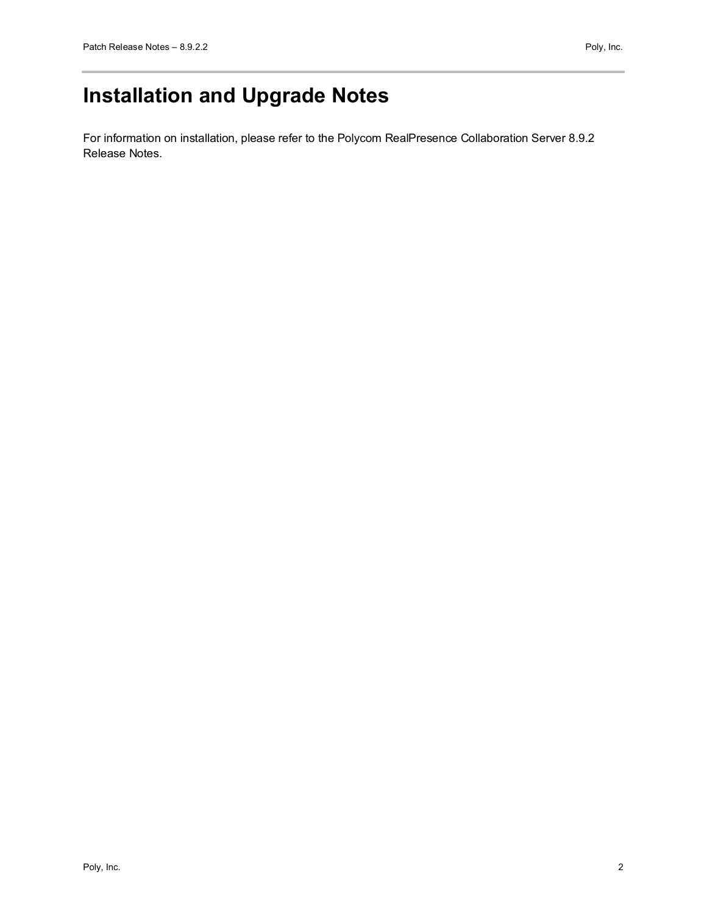# Installation and Upgrade Notes

For information on installation, please refer to the Polycom RealPresence Collaboration Server 8.9.2 Release Notes.